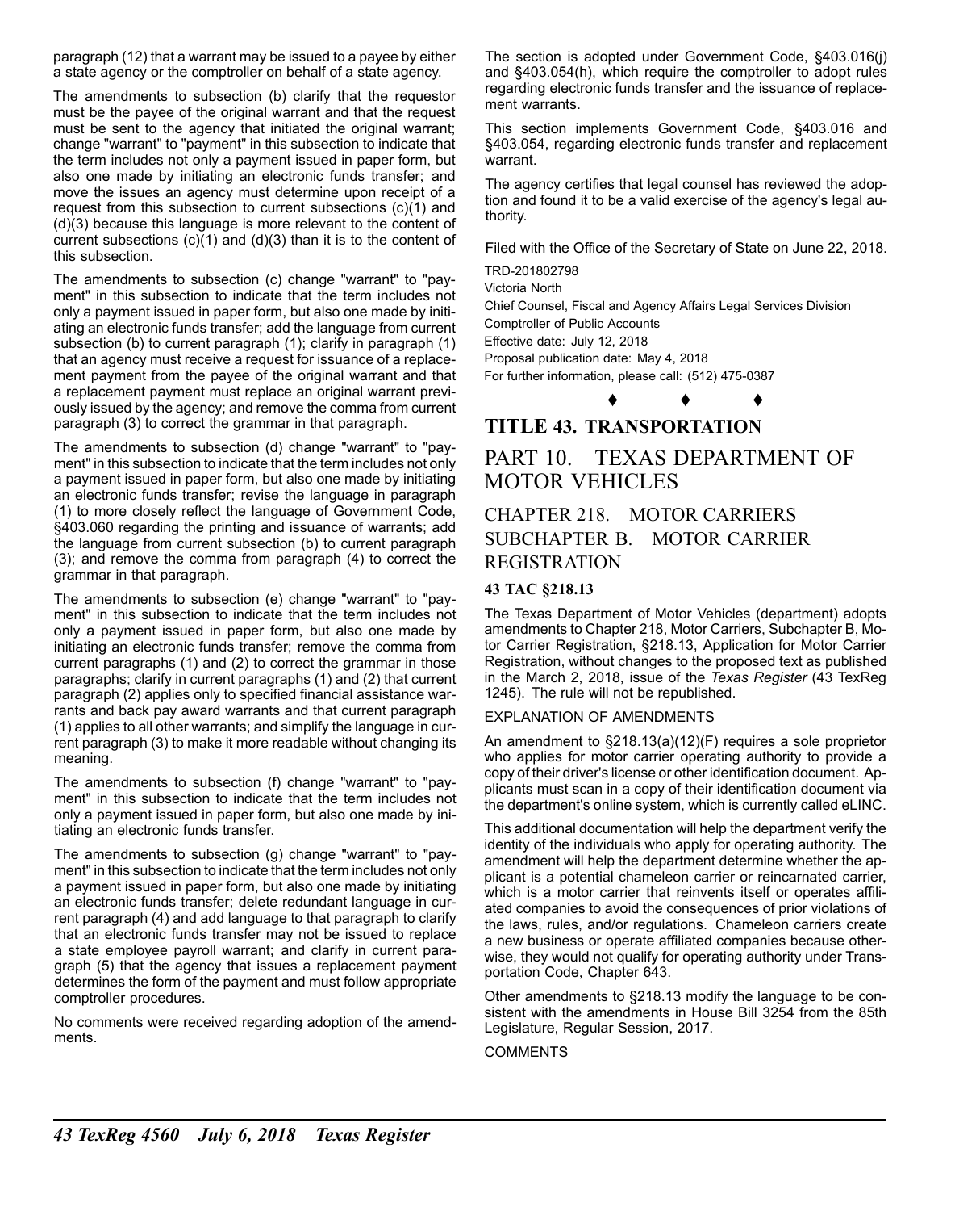paragraph (12) that a warrant may be issued to a payee by either a state agency or the comptroller on behalf of a state agency.

The amendments to subsection (b) clarify that the requestor must be the payee of the original warrant and that the request must be sent to the agency that initiated the original warrant; change "warrant" to "payment" in this subsection to indicate that the term includes not only a payment issued in paper form, but also one made by initiating an electronic funds transfer; and move the issues an agency must determine upon receipt of a request from this subsection to current subsections (c)(1) and (d)(3) because this language is more relevant to the content of current subsections (c)(1) and (d)(3) than it is to the content of this subsection.

The amendments to subsection (c) change "warrant" to "payment" in this subsection to indicate that the term includes not only a payment issued in paper form, but also one made by initiating an electronic funds transfer; add the language from current subsection (b) to current paragraph (1); clarify in paragraph (1) that an agency must receive a request for issuance of a replacement payment from the payee of the original warrant and that a replacement payment must replace an original warrant previously issued by the agency; and remove the comma from current paragraph (3) to correct the grammar in that paragraph.

The amendments to subsection (d) change "warrant" to "payment" in this subsection to indicate that the term includes not only a payment issued in paper form, but also one made by initiating an electronic funds transfer; revise the language in paragraph (1) to more closely reflect the language of Government Code, §403.060 regarding the printing and issuance of warrants; add the language from current subsection (b) to current paragraph (3); and remove the comma from paragraph (4) to correct the grammar in that paragraph.

The amendments to subsection (e) change "warrant" to "payment" in this subsection to indicate that the term includes not only a payment issued in paper form, but also one made by initiating an electronic funds transfer; remove the comma from current paragraphs (1) and (2) to correct the grammar in those paragraphs; clarify in current paragraphs (1) and (2) that current paragraph (2) applies only to specified financial assistance warrants and back pay award warrants and that current paragraph (1) applies to all other warrants; and simplify the language in current paragraph (3) to make it more readable without changing its meaning.

The amendments to subsection (f) change "warrant" to "payment" in this subsection to indicate that the term includes not only a payment issued in paper form, but also one made by initiating an electronic funds transfer.

The amendments to subsection (g) change "warrant" to "payment" in this subsection to indicate that the term includes not only a payment issued in paper form, but also one made by initiating an electronic funds transfer; delete redundant language in current paragraph (4) and add language to that paragraph to clarify that an electronic funds transfer may not be issued to replace a state employee payroll warrant; and clarify in current paragraph (5) that the agency that issues a replacement payment determines the form of the payment and must follow appropriate comptroller procedures.

No comments were received regarding adoption of the amendments.

The section is adopted under Government Code, §403.016(j) and §403.054(h), which require the comptroller to adopt rules regarding electronic funds transfer and the issuance of replacement warrants.

This section implements Government Code, §403.016 and §403.054, regarding electronic funds transfer and replacement warrant.

The agency certifies that legal counsel has reviewed the adoption and found it to be a valid exercise of the agency's legal authority.

Filed with the Office of the Secretary of State on June 22, 2018.

TRD-201802798
Victoria North
Chief Counsel, Fiscal and Agency Affairs Legal Services Division
Comptroller of Public Accounts
Effective date: July 12, 2018
Proposal publication date: May 4, 2018
For further information, please call: (512) 475-0387

♦ ♦ ♦

# TITLE 43. TRANSPORTATION

## PART 10. TEXAS DEPARTMENT OF MOTOR VEHICLES

### CHAPTER 218. MOTOR CARRIERS
### SUBCHAPTER B. MOTOR CARRIER REGISTRATION

#### 43 TAC §218.13

The Texas Department of Motor Vehicles (department) adopts amendments to Chapter 218, Motor Carriers, Subchapter B, Motor Carrier Registration, §218.13, Application for Motor Carrier Registration, without changes to the proposed text as published in the March 2, 2018, issue of the *Texas Register* (43 TexReg 1245). The rule will not be republished.

EXPLANATION OF AMENDMENTS

An amendment to §218.13(a)(12)(F) requires a sole proprietor who applies for motor carrier operating authority to provide a copy of their driver's license or other identification document. Applicants must scan in a copy of their identification document via the department's online system, which is currently called eLINC.

This additional documentation will help the department verify the identity of the individuals who apply for operating authority. The amendment will help the department determine whether the applicant is a potential chameleon carrier or reincarnated carrier, which is a motor carrier that reinvents itself or operates affiliated companies to avoid the consequences of prior violations of the laws, rules, and/or regulations. Chameleon carriers create a new business or operate affiliated companies because otherwise, they would not qualify for operating authority under Transportation Code, Chapter 643.

Other amendments to §218.13 modify the language to be consistent with the amendments in House Bill 3254 from the 85th Legislature, Regular Session, 2017.

COMMENTS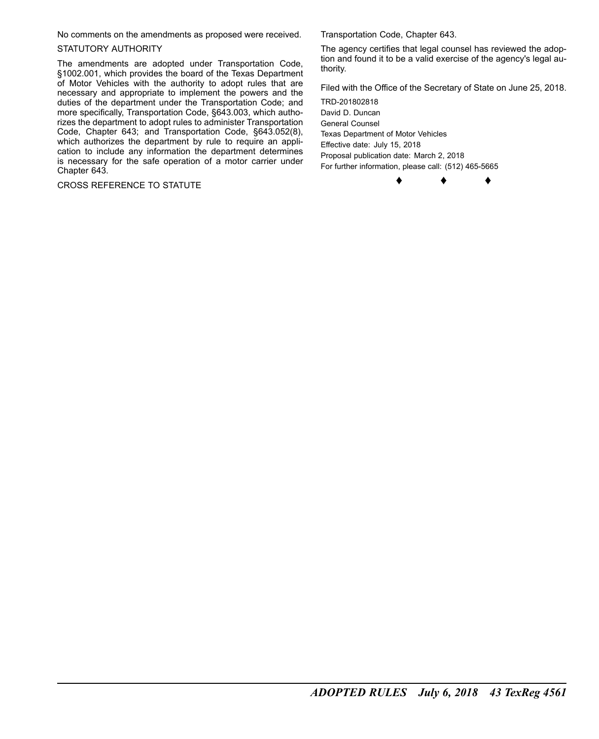No comments on the amendments as proposed were received.

STATUTORY AUTHORITY

The amendments are adopted under Transportation Code, §1002.001, which provides the board of the Texas Department of Motor Vehicles with the authority to adopt rules that are necessary and appropriate to implement the powers and the duties of the department under the Transportation Code; and more specifically, Transportation Code, §643.003, which authorizes the department to adopt rules to administer Transportation Code, Chapter 643; and Transportation Code, §643.052(8), which authorizes the department by rule to require an application to include any information the department determines is necessary for the safe operation of a motor carrier under Chapter 643.

CROSS REFERENCE TO STATUTE

Transportation Code, Chapter 643.

The agency certifies that legal counsel has reviewed the adoption and found it to be a valid exercise of the agency's legal authority.

Filed with the Office of the Secretary of State on June 25, 2018.

TRD-201802818
David D. Duncan
General Counsel
Texas Department of Motor Vehicles
Effective date: July 15, 2018
Proposal publication date: March 2, 2018
For further information, please call: (512) 465-5665

♦ ♦ ♦